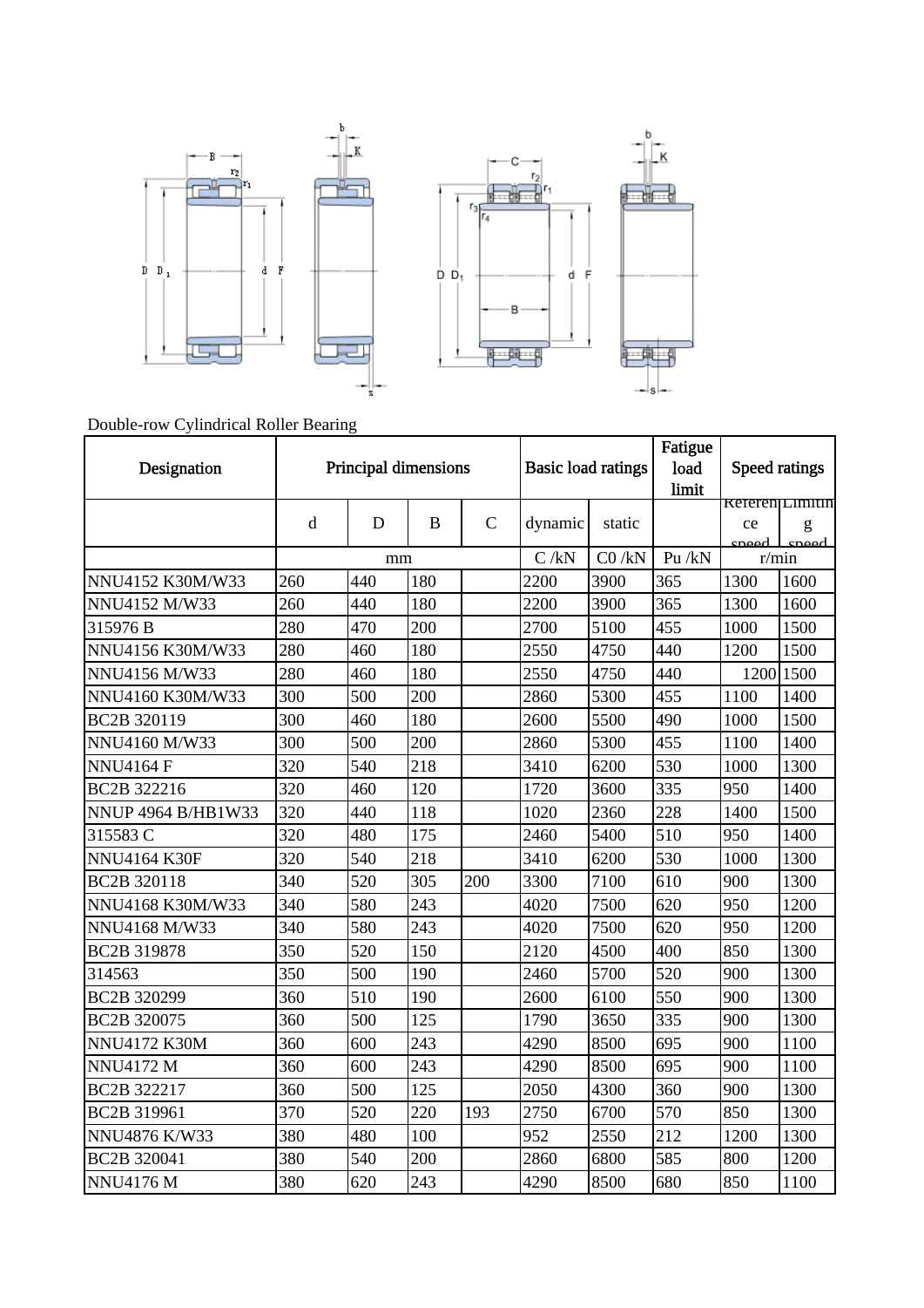Double-row Cylindrical Roller Bearing

| Designation | Principal dimensions | | | | Basic load ratings | | Fatigue load limit | Speed ratings | |
|---|---|---|---|---|---|---|---|---|---|
| | d | D | B | C | dynamic | static | | Reference speed | Limiting speed |
| | mm | | | | C /kN | C0 /kN | Pu /kN | r/min | |
| NNU4152 K30M/W33 | 260 | 440 | 180 | | 2200 | 3900 | 365 | 1300 | 1600 |
| NNU4152 M/W33 | 260 | 440 | 180 | | 2200 | 3900 | 365 | 1300 | 1600 |
| 315976 B | 280 | 470 | 200 | | 2700 | 5100 | 455 | 1000 | 1500 |
| NNU4156 K30M/W33 | 280 | 460 | 180 | | 2550 | 4750 | 440 | 1200 | 1500 |
| NNU4156 M/W33 | 280 | 460 | 180 | | 2550 | 4750 | 440 | 1200 | 1500 |
| NNU4160 K30M/W33 | 300 | 500 | 200 | | 2860 | 5300 | 455 | 1100 | 1400 |
| BC2B 320119 | 300 | 460 | 180 | | 2600 | 5500 | 490 | 1000 | 1500 |
| NNU4160 M/W33 | 300 | 500 | 200 | | 2860 | 5300 | 455 | 1100 | 1400 |
| NNU4164 F | 320 | 540 | 218 | | 3410 | 6200 | 530 | 1000 | 1300 |
| BC2B 322216 | 320 | 460 | 120 | | 1720 | 3600 | 335 | 950 | 1400 |
| NNUP 4964 B/HB1W33 | 320 | 440 | 118 | | 1020 | 2360 | 228 | 1400 | 1500 |
| 315583 C | 320 | 480 | 175 | | 2460 | 5400 | 510 | 950 | 1400 |
| NNU4164 K30F | 320 | 540 | 218 | | 3410 | 6200 | 530 | 1000 | 1300 |
| BC2B 320118 | 340 | 520 | 305 | 200 | 3300 | 7100 | 610 | 900 | 1300 |
| NNU4168 K30M/W33 | 340 | 580 | 243 | | 4020 | 7500 | 620 | 950 | 1200 |
| NNU4168 M/W33 | 340 | 580 | 243 | | 4020 | 7500 | 620 | 950 | 1200 |
| BC2B 319878 | 350 | 520 | 150 | | 2120 | 4500 | 400 | 850 | 1300 |
| 314563 | 350 | 500 | 190 | | 2460 | 5700 | 520 | 900 | 1300 |
| BC2B 320299 | 360 | 510 | 190 | | 2600 | 6100 | 550 | 900 | 1300 |
| BC2B 320075 | 360 | 500 | 125 | | 1790 | 3650 | 335 | 900 | 1300 |
| NNU4172 K30M | 360 | 600 | 243 | | 4290 | 8500 | 695 | 900 | 1100 |
| NNU4172 M | 360 | 600 | 243 | | 4290 | 8500 | 695 | 900 | 1100 |
| BC2B 322217 | 360 | 500 | 125 | | 2050 | 4300 | 360 | 900 | 1300 |
| BC2B 319961 | 370 | 520 | 220 | 193 | 2750 | 6700 | 570 | 850 | 1300 |
| NNU4876 K/W33 | 380 | 480 | 100 | | 952 | 2550 | 212 | 1200 | 1300 |
| BC2B 320041 | 380 | 540 | 200 | | 2860 | 6800 | 585 | 800 | 1200 |
| NNU4176 M | 380 | 620 | 243 | | 4290 | 8500 | 680 | 850 | 1100 |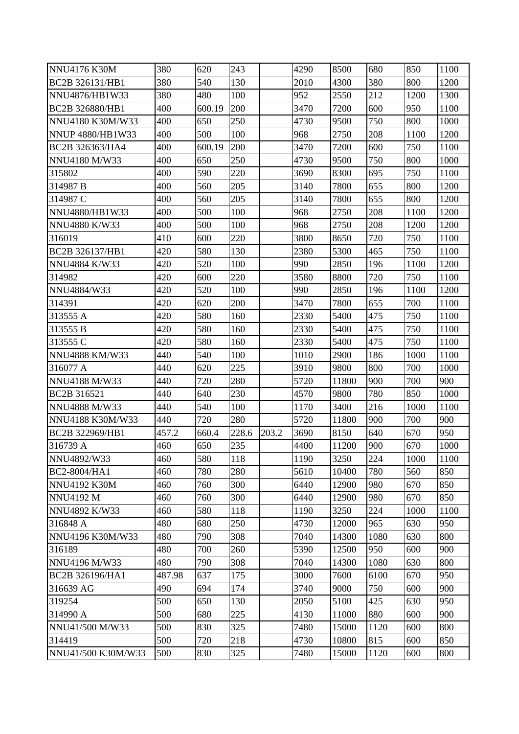| | | | | | | | | | |
|---|---|---|---|---|---|---|---|---|---|
| NNU4176 K30M | 380 | 620 | 243 | | 4290 | 8500 | 680 | 850 | 1100 |
| BC2B 326131/HB1 | 380 | 540 | 130 | | 2010 | 4300 | 380 | 800 | 1200 |
| NNU4876/HB1W33 | 380 | 480 | 100 | | 952 | 2550 | 212 | 1200 | 1300 |
| BC2B 326880/HB1 | 400 | 600.19 | 200 | | 3470 | 7200 | 600 | 950 | 1100 |
| NNU4180 K30M/W33 | 400 | 650 | 250 | | 4730 | 9500 | 750 | 800 | 1000 |
| NNUP 4880/HB1W33 | 400 | 500 | 100 | | 968 | 2750 | 208 | 1100 | 1200 |
| BC2B 326363/HA4 | 400 | 600.19 | 200 | | 3470 | 7200 | 600 | 750 | 1100 |
| NNU4180 M/W33 | 400 | 650 | 250 | | 4730 | 9500 | 750 | 800 | 1000 |
| 315802 | 400 | 590 | 220 | | 3690 | 8300 | 695 | 750 | 1100 |
| 314987 B | 400 | 560 | 205 | | 3140 | 7800 | 655 | 800 | 1200 |
| 314987 C | 400 | 560 | 205 | | 3140 | 7800 | 655 | 800 | 1200 |
| NNU4880/HB1W33 | 400 | 500 | 100 | | 968 | 2750 | 208 | 1100 | 1200 |
| NNU4880 K/W33 | 400 | 500 | 100 | | 968 | 2750 | 208 | 1200 | 1200 |
| 316019 | 410 | 600 | 220 | | 3800 | 8650 | 720 | 750 | 1100 |
| BC2B 326137/HB1 | 420 | 580 | 130 | | 2380 | 5300 | 465 | 750 | 1100 |
| NNU4884 K/W33 | 420 | 520 | 100 | | 990 | 2850 | 196 | 1100 | 1200 |
| 314982 | 420 | 600 | 220 | | 3580 | 8800 | 720 | 750 | 1100 |
| NNU4884/W33 | 420 | 520 | 100 | | 990 | 2850 | 196 | 1100 | 1200 |
| 314391 | 420 | 620 | 200 | | 3470 | 7800 | 655 | 700 | 1100 |
| 313555 A | 420 | 580 | 160 | | 2330 | 5400 | 475 | 750 | 1100 |
| 313555 B | 420 | 580 | 160 | | 2330 | 5400 | 475 | 750 | 1100 |
| 313555 C | 420 | 580 | 160 | | 2330 | 5400 | 475 | 750 | 1100 |
| NNU4888 KM/W33 | 440 | 540 | 100 | | 1010 | 2900 | 186 | 1000 | 1100 |
| 316077 A | 440 | 620 | 225 | | 3910 | 9800 | 800 | 700 | 1000 |
| NNU4188 M/W33 | 440 | 720 | 280 | | 5720 | 11800 | 900 | 700 | 900 |
| BC2B 316521 | 440 | 640 | 230 | | 4570 | 9800 | 780 | 850 | 1000 |
| NNU4888 M/W33 | 440 | 540 | 100 | | 1170 | 3400 | 216 | 1000 | 1100 |
| NNU4188 K30M/W33 | 440 | 720 | 280 | | 5720 | 11800 | 900 | 700 | 900 |
| BC2B 322969/HB1 | 457.2 | 660.4 | 228.6 | 203.2 | 3690 | 8150 | 640 | 670 | 950 |
| 316739 A | 460 | 650 | 235 | | 4400 | 11200 | 900 | 670 | 1000 |
| NNU4892/W33 | 460 | 580 | 118 | | 1190 | 3250 | 224 | 1000 | 1100 |
| BC2-8004/HA1 | 460 | 780 | 280 | | 5610 | 10400 | 780 | 560 | 850 |
| NNU4192 K30M | 460 | 760 | 300 | | 6440 | 12900 | 980 | 670 | 850 |
| NNU4192 M | 460 | 760 | 300 | | 6440 | 12900 | 980 | 670 | 850 |
| NNU4892 K/W33 | 460 | 580 | 118 | | 1190 | 3250 | 224 | 1000 | 1100 |
| 316848 A | 480 | 680 | 250 | | 4730 | 12000 | 965 | 630 | 950 |
| NNU4196 K30M/W33 | 480 | 790 | 308 | | 7040 | 14300 | 1080 | 630 | 800 |
| 316189 | 480 | 700 | 260 | | 5390 | 12500 | 950 | 600 | 900 |
| NNU4196 M/W33 | 480 | 790 | 308 | | 7040 | 14300 | 1080 | 630 | 800 |
| BC2B 326196/HA1 | 487.98 | 637 | 175 | | 3000 | 7600 | 6100 | 670 | 950 |
| 316639 AG | 490 | 694 | 174 | | 3740 | 9000 | 750 | 600 | 900 |
| 319254 | 500 | 650 | 130 | | 2050 | 5100 | 425 | 630 | 950 |
| 314990 A | 500 | 680 | 225 | | 4130 | 11000 | 880 | 600 | 900 |
| NNU41/500 M/W33 | 500 | 830 | 325 | | 7480 | 15000 | 1120 | 600 | 800 |
| 314419 | 500 | 720 | 218 | | 4730 | 10800 | 815 | 600 | 850 |
| NNU41/500 K30M/W33 | 500 | 830 | 325 | | 7480 | 15000 | 1120 | 600 | 800 |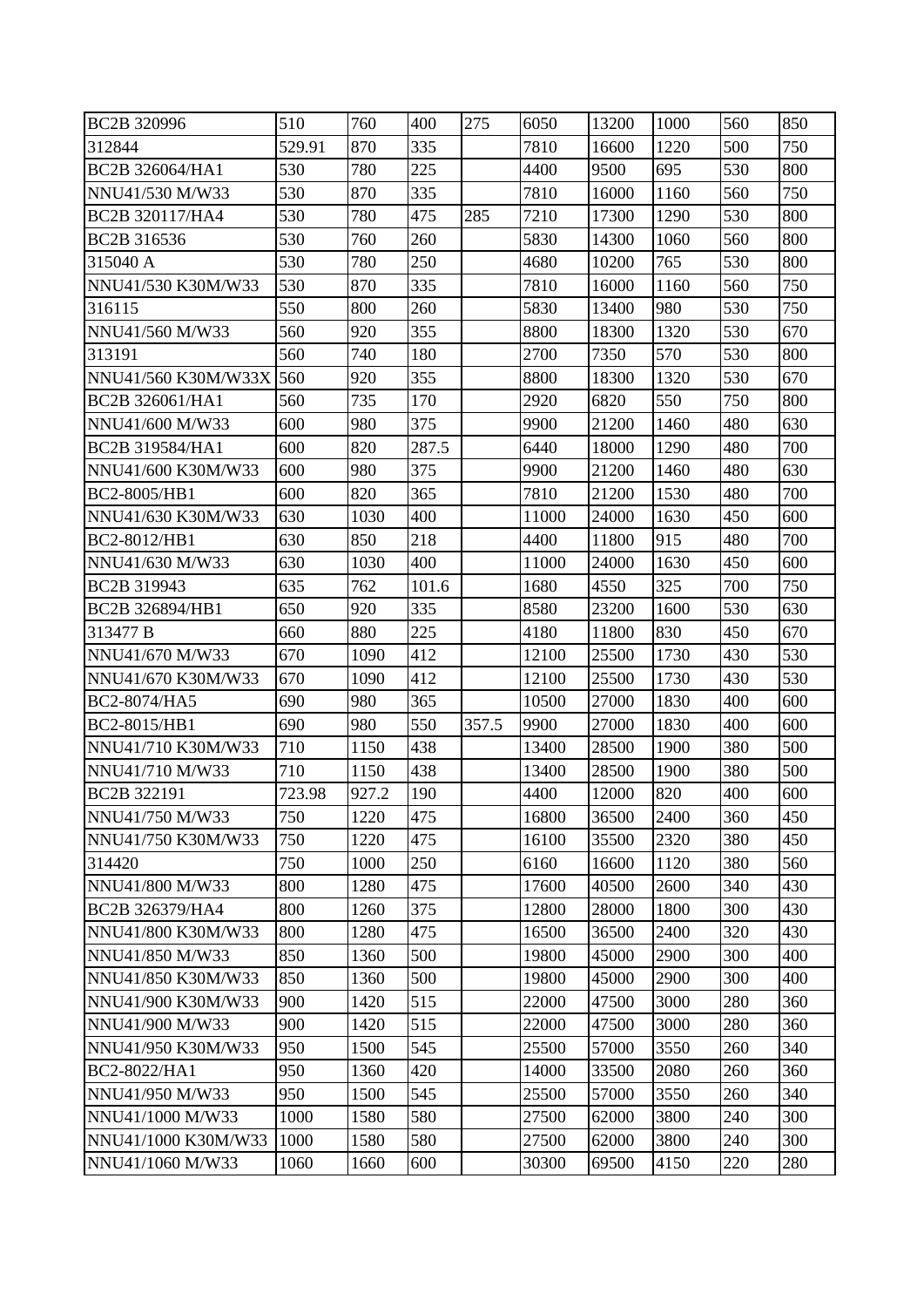| | | | | | | | | | |
|---|---|---|---|---|---|---|---|---|---|
| BC2B 320996 | 510 | 760 | 400 | 275 | 6050 | 13200 | 1000 | 560 | 850 |
| 312844 | 529.91 | 870 | 335 | | 7810 | 16600 | 1220 | 500 | 750 |
| BC2B 326064/HA1 | 530 | 780 | 225 | | 4400 | 9500 | 695 | 530 | 800 |
| NNU41/530 M/W33 | 530 | 870 | 335 | | 7810 | 16000 | 1160 | 560 | 750 |
| BC2B 320117/HA4 | 530 | 780 | 475 | 285 | 7210 | 17300 | 1290 | 530 | 800 |
| BC2B 316536 | 530 | 760 | 260 | | 5830 | 14300 | 1060 | 560 | 800 |
| 315040 A | 530 | 780 | 250 | | 4680 | 10200 | 765 | 530 | 800 |
| NNU41/530 K30M/W33 | 530 | 870 | 335 | | 7810 | 16000 | 1160 | 560 | 750 |
| 316115 | 550 | 800 | 260 | | 5830 | 13400 | 980 | 530 | 750 |
| NNU41/560 M/W33 | 560 | 920 | 355 | | 8800 | 18300 | 1320 | 530 | 670 |
| 313191 | 560 | 740 | 180 | | 2700 | 7350 | 570 | 530 | 800 |
| NNU41/560 K30M/W33X | 560 | 920 | 355 | | 8800 | 18300 | 1320 | 530 | 670 |
| BC2B 326061/HA1 | 560 | 735 | 170 | | 2920 | 6820 | 550 | 750 | 800 |
| NNU41/600 M/W33 | 600 | 980 | 375 | | 9900 | 21200 | 1460 | 480 | 630 |
| BC2B 319584/HA1 | 600 | 820 | 287.5 | | 6440 | 18000 | 1290 | 480 | 700 |
| NNU41/600 K30M/W33 | 600 | 980 | 375 | | 9900 | 21200 | 1460 | 480 | 630 |
| BC2-8005/HB1 | 600 | 820 | 365 | | 7810 | 21200 | 1530 | 480 | 700 |
| NNU41/630 K30M/W33 | 630 | 1030 | 400 | | 11000 | 24000 | 1630 | 450 | 600 |
| BC2-8012/HB1 | 630 | 850 | 218 | | 4400 | 11800 | 915 | 480 | 700 |
| NNU41/630 M/W33 | 630 | 1030 | 400 | | 11000 | 24000 | 1630 | 450 | 600 |
| BC2B 319943 | 635 | 762 | 101.6 | | 1680 | 4550 | 325 | 700 | 750 |
| BC2B 326894/HB1 | 650 | 920 | 335 | | 8580 | 23200 | 1600 | 530 | 630 |
| 313477 B | 660 | 880 | 225 | | 4180 | 11800 | 830 | 450 | 670 |
| NNU41/670 M/W33 | 670 | 1090 | 412 | | 12100 | 25500 | 1730 | 430 | 530 |
| NNU41/670 K30M/W33 | 670 | 1090 | 412 | | 12100 | 25500 | 1730 | 430 | 530 |
| BC2-8074/HA5 | 690 | 980 | 365 | | 10500 | 27000 | 1830 | 400 | 600 |
| BC2-8015/HB1 | 690 | 980 | 550 | 357.5 | 9900 | 27000 | 1830 | 400 | 600 |
| NNU41/710 K30M/W33 | 710 | 1150 | 438 | | 13400 | 28500 | 1900 | 380 | 500 |
| NNU41/710 M/W33 | 710 | 1150 | 438 | | 13400 | 28500 | 1900 | 380 | 500 |
| BC2B 322191 | 723.98 | 927.2 | 190 | | 4400 | 12000 | 820 | 400 | 600 |
| NNU41/750 M/W33 | 750 | 1220 | 475 | | 16800 | 36500 | 2400 | 360 | 450 |
| NNU41/750 K30M/W33 | 750 | 1220 | 475 | | 16100 | 35500 | 2320 | 380 | 450 |
| 314420 | 750 | 1000 | 250 | | 6160 | 16600 | 1120 | 380 | 560 |
| NNU41/800 M/W33 | 800 | 1280 | 475 | | 17600 | 40500 | 2600 | 340 | 430 |
| BC2B 326379/HA4 | 800 | 1260 | 375 | | 12800 | 28000 | 1800 | 300 | 430 |
| NNU41/800 K30M/W33 | 800 | 1280 | 475 | | 16500 | 36500 | 2400 | 320 | 430 |
| NNU41/850 M/W33 | 850 | 1360 | 500 | | 19800 | 45000 | 2900 | 300 | 400 |
| NNU41/850 K30M/W33 | 850 | 1360 | 500 | | 19800 | 45000 | 2900 | 300 | 400 |
| NNU41/900 K30M/W33 | 900 | 1420 | 515 | | 22000 | 47500 | 3000 | 280 | 360 |
| NNU41/900 M/W33 | 900 | 1420 | 515 | | 22000 | 47500 | 3000 | 280 | 360 |
| NNU41/950 K30M/W33 | 950 | 1500 | 545 | | 25500 | 57000 | 3550 | 260 | 340 |
| BC2-8022/HA1 | 950 | 1360 | 420 | | 14000 | 33500 | 2080 | 260 | 360 |
| NNU41/950 M/W33 | 950 | 1500 | 545 | | 25500 | 57000 | 3550 | 260 | 340 |
| NNU41/1000 M/W33 | 1000 | 1580 | 580 | | 27500 | 62000 | 3800 | 240 | 300 |
| NNU41/1000 K30M/W33 | 1000 | 1580 | 580 | | 27500 | 62000 | 3800 | 240 | 300 |
| NNU41/1060 M/W33 | 1060 | 1660 | 600 | | 30300 | 69500 | 4150 | 220 | 280 |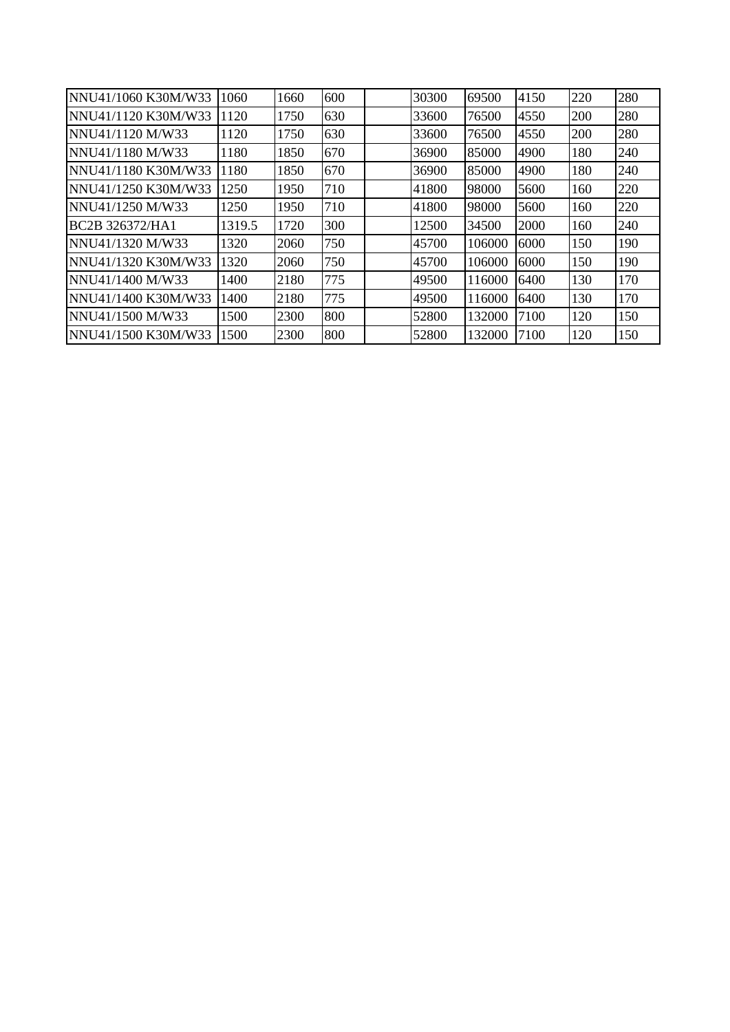| | | | | | | | | | |
|---|---|---|---|---|---|---|---|---|---|
| NNU41/1060 K30M/W33 | 1060 | 1660 | 600 | | 30300 | 69500 | 4150 | 220 | 280 |
| NNU41/1120 K30M/W33 | 1120 | 1750 | 630 | | 33600 | 76500 | 4550 | 200 | 280 |
| NNU41/1120 M/W33 | 1120 | 1750 | 630 | | 33600 | 76500 | 4550 | 200 | 280 |
| NNU41/1180 M/W33 | 1180 | 1850 | 670 | | 36900 | 85000 | 4900 | 180 | 240 |
| NNU41/1180 K30M/W33 | 1180 | 1850 | 670 | | 36900 | 85000 | 4900 | 180 | 240 |
| NNU41/1250 K30M/W33 | 1250 | 1950 | 710 | | 41800 | 98000 | 5600 | 160 | 220 |
| NNU41/1250 M/W33 | 1250 | 1950 | 710 | | 41800 | 98000 | 5600 | 160 | 220 |
| BC2B 326372/HA1 | 1319.5 | 1720 | 300 | | 12500 | 34500 | 2000 | 160 | 240 |
| NNU41/1320 M/W33 | 1320 | 2060 | 750 | | 45700 | 106000 | 6000 | 150 | 190 |
| NNU41/1320 K30M/W33 | 1320 | 2060 | 750 | | 45700 | 106000 | 6000 | 150 | 190 |
| NNU41/1400 M/W33 | 1400 | 2180 | 775 | | 49500 | 116000 | 6400 | 130 | 170 |
| NNU41/1400 K30M/W33 | 1400 | 2180 | 775 | | 49500 | 116000 | 6400 | 130 | 170 |
| NNU41/1500 M/W33 | 1500 | 2300 | 800 | | 52800 | 132000 | 7100 | 120 | 150 |
| NNU41/1500 K30M/W33 | 1500 | 2300 | 800 | | 52800 | 132000 | 7100 | 120 | 150 |